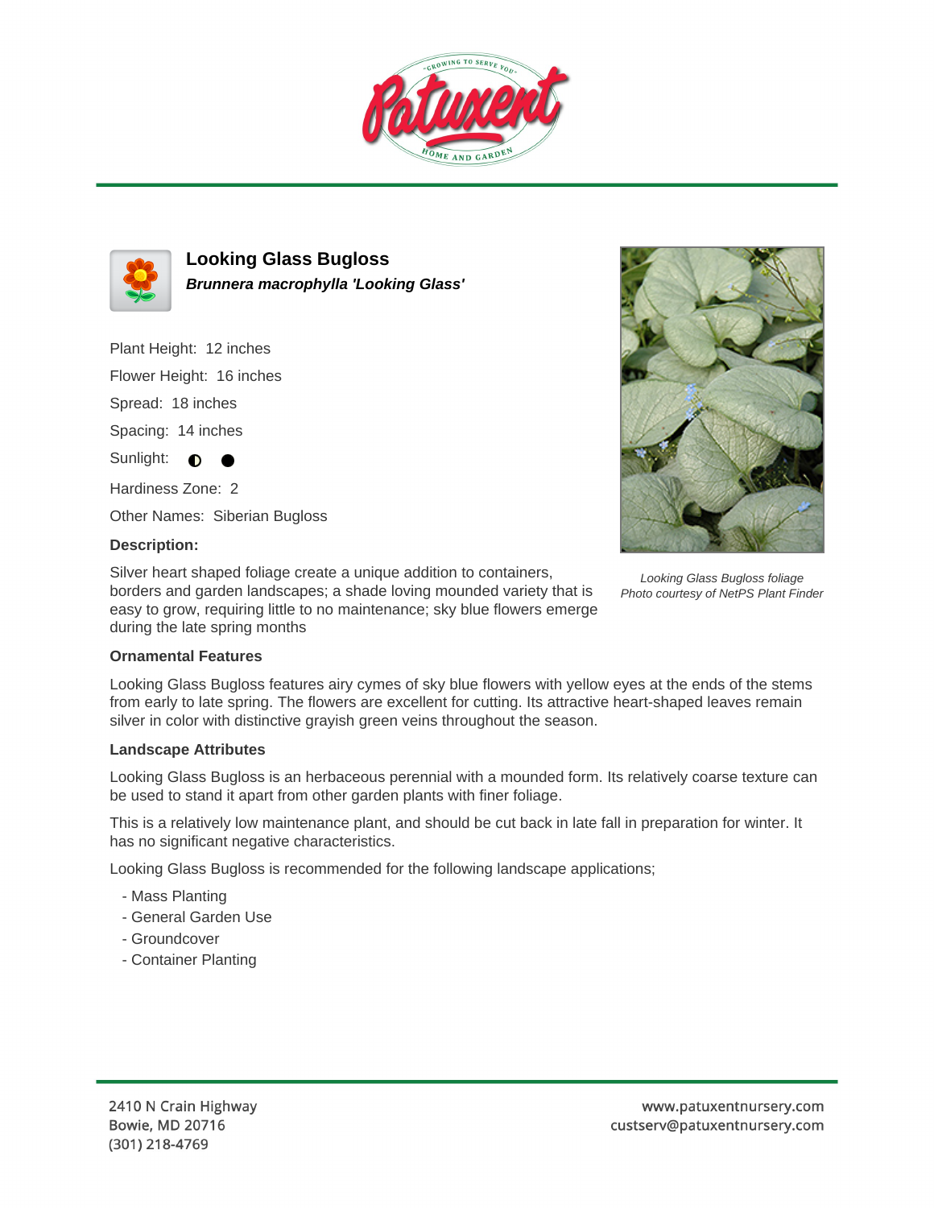# Looking Glass Bugloss

***Brunnera macrophylla 'Looking Glass'***

Plant Height: 12 inches

Flower Height: 16 inches

Spread: 18 inches

Spacing: 14 inches

Sunlight: ◐ ●

Hardiness Zone: 2

Other Names: Siberian Bugloss

**Description:**

Silver heart shaped foliage create a unique addition to containers, borders and garden landscapes; a shade loving mounded variety that is easy to grow, requiring little to no maintenance; sky blue flowers emerge during the late spring months

*Looking Glass Bugloss foliage*
*Photo courtesy of NetPS Plant Finder*

### Ornamental Features

Looking Glass Bugloss features airy cymes of sky blue flowers with yellow eyes at the ends of the stems from early to late spring. The flowers are excellent for cutting. Its attractive heart-shaped leaves remain silver in color with distinctive grayish green veins throughout the season.

### Landscape Attributes

Looking Glass Bugloss is an herbaceous perennial with a mounded form. Its relatively coarse texture can be used to stand it apart from other garden plants with finer foliage.

This is a relatively low maintenance plant, and should be cut back in late fall in preparation for winter. It has no significant negative characteristics.

Looking Glass Bugloss is recommended for the following landscape applications;

- Mass Planting
- General Garden Use
- Groundcover
- Container Planting

2410 N Crain Highway
Bowie, MD 20716
(301) 218-4769

www.patuxentnursery.com
custserv@patuxentnursery.com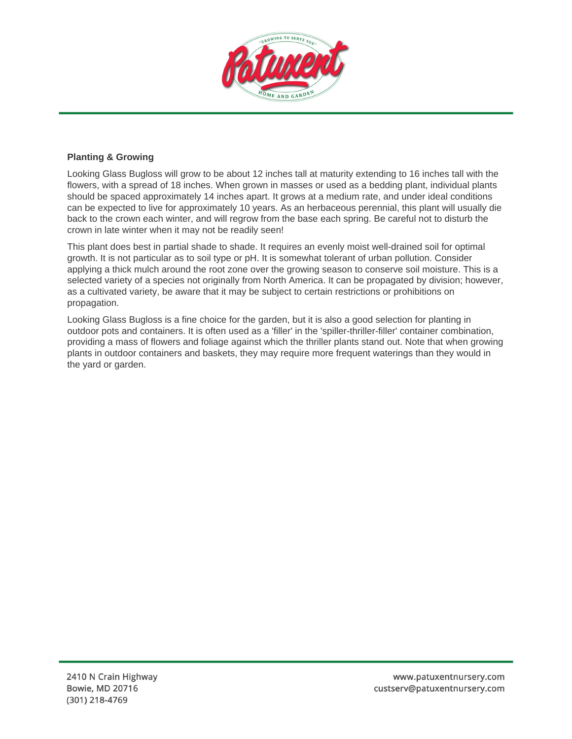### Planting & Growing

Looking Glass Bugloss will grow to be about 12 inches tall at maturity extending to 16 inches tall with the flowers, with a spread of 18 inches. When grown in masses or used as a bedding plant, individual plants should be spaced approximately 14 inches apart. It grows at a medium rate, and under ideal conditions can be expected to live for approximately 10 years. As an herbaceous perennial, this plant will usually die back to the crown each winter, and will regrow from the base each spring. Be careful not to disturb the crown in late winter when it may not be readily seen!

This plant does best in partial shade to shade. It requires an evenly moist well-drained soil for optimal growth. It is not particular as to soil type or pH. It is somewhat tolerant of urban pollution. Consider applying a thick mulch around the root zone over the growing season to conserve soil moisture. This is a selected variety of a species not originally from North America. It can be propagated by division; however, as a cultivated variety, be aware that it may be subject to certain restrictions or prohibitions on propagation.

Looking Glass Bugloss is a fine choice for the garden, but it is also a good selection for planting in outdoor pots and containers. It is often used as a 'filler' in the 'spiller-thriller-filler' container combination, providing a mass of flowers and foliage against which the thriller plants stand out. Note that when growing plants in outdoor containers and baskets, they may require more frequent waterings than they would in the yard or garden.